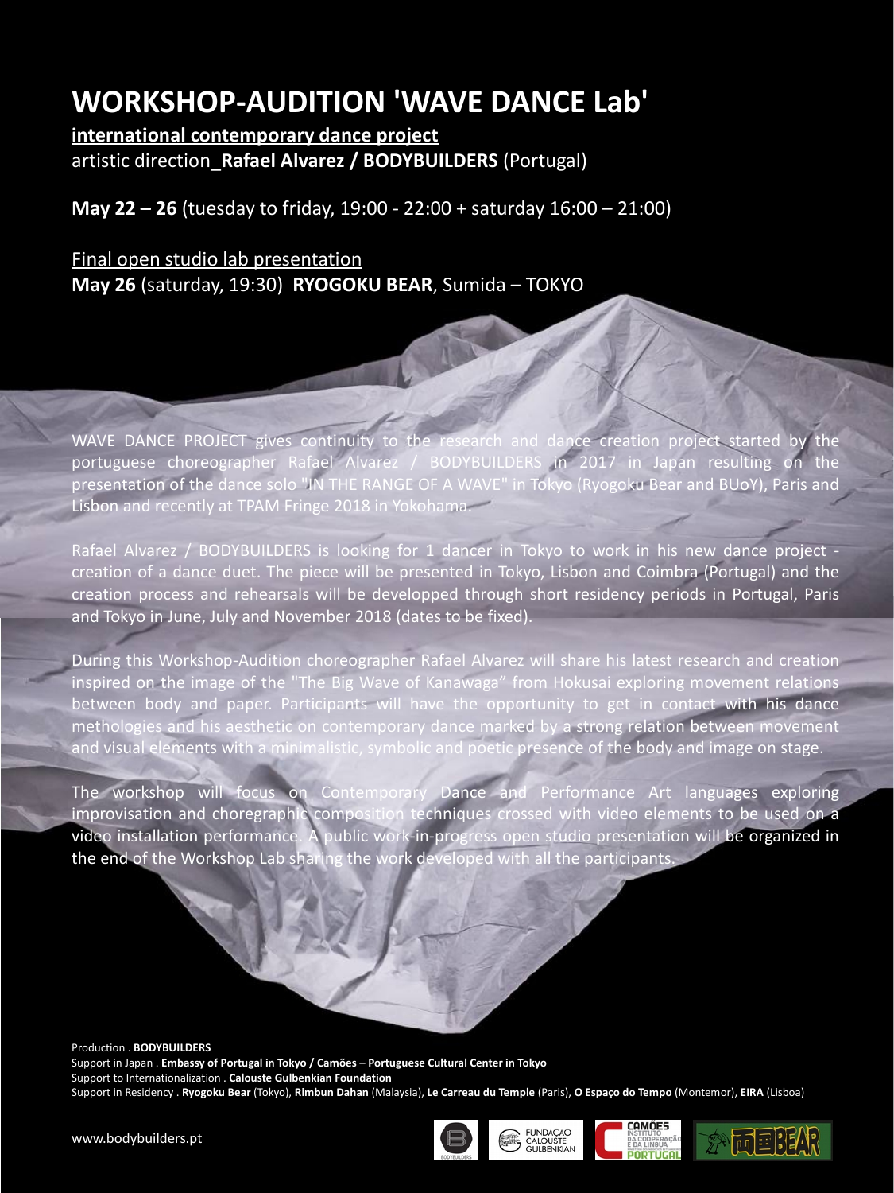# WORKSHOP-AUDITION 'WAVE DANCE Lab'

**international contemporary dance project**

artistic direction_**Rafael Alvarez / BODYBUILDERS** (Portugal)

**May 22 – 26** (tuesday to friday, 19:00 - 22:00 + saturday 16:00 – 21:00)

Final open studio lab presentation

**May 26** (saturday, 19:30) **RYOGOKU BEAR**, Sumida – TOKYO

WAVE DANCE PROJECT gives continuity to the research and dance creation project started by the portuguese choreographer Rafael Alvarez / BODYBUILDERS in 2017 in Japan resulting on the presentation of the dance solo "IN THE RANGE OF A WAVE" in Tokyo (Ryogoku Bear and BUoY), Paris and Lisbon and recently at TPAM Fringe 2018 in Yokohama.

Rafael Alvarez / BODYBUILDERS is looking for 1 dancer in Tokyo to work in his new dance project - creation of a dance duet. The piece will be presented in Tokyo, Lisbon and Coimbra (Portugal) and the creation process and rehearsals will be developped through short residency periods in Portugal, Paris and Tokyo in June, July and November 2018 (dates to be fixed).

During this Workshop-Audition choreographer Rafael Alvarez will share his latest research and creation inspired on the image of the "The Big Wave of Kanawaga" from Hokusai exploring movement relations between body and paper. Participants will have the opportunity to get in contact with his dance methodologies and his aesthetic on contemporary dance marked by a strong relation between movement and visual elements with a minimalistic, symbolic and poetic presence of the body and image on stage.

The workshop will focus on Contemporary Dance and Performance Art languages exploring improvisation and choregraphic composition techniques crossed with video elements to be used on a video installation performance. A public work-in-progress open studio presentation will be organized in the end of the Workshop Lab sharing the work developed with all the participants.

Production . **BODYBUILDERS**

Support in Japan . **Embassy of Portugal in Tokyo / Camões – Portuguese Cultural Center in Tokyo**

Support to Internationalization . **Calouste Gulbenkian Foundation**

Support in Residency . **Ryogoku Bear** (Tokyo), **Rimbun Dahan** (Malaysia), **Le Carreau du Temple** (Paris), **O Espaço do Tempo** (Montemor), **EIRA** (Lisboa)

www.bodybuilders.pt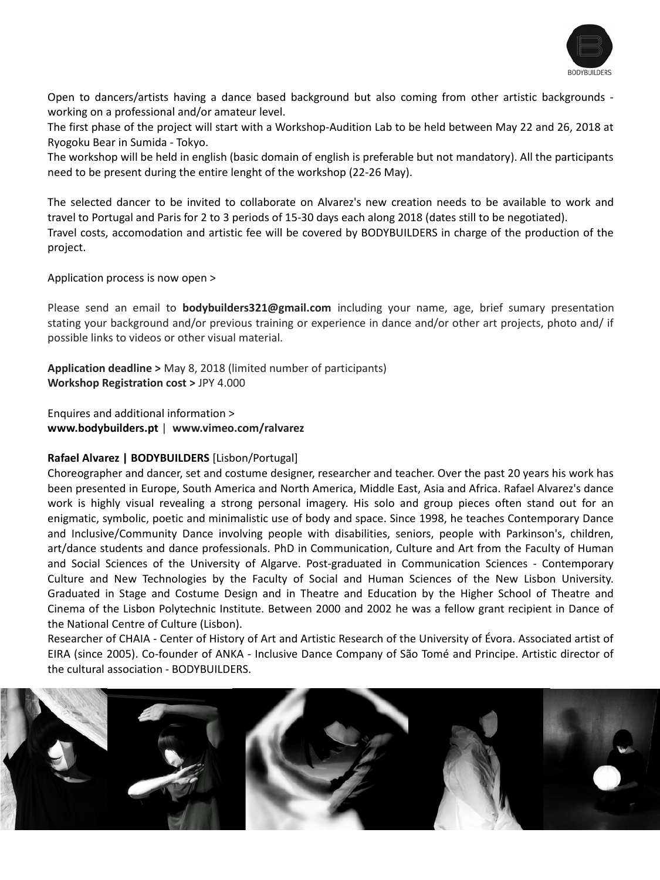Open to dancers/artists having a dance based background but also coming from other artistic backgrounds - working on a professional and/or amateur level.

The first phase of the project will start with a Workshop-Audition Lab to be held between May 22 and 26, 2018 at Ryogoku Bear in Sumida - Tokyo.

The workshop will be held in english (basic domain of english is preferable but not mandatory). All the participants need to be present during the entire lenght of the workshop (22-26 May).

The selected dancer to be invited to collaborate on Alvarez's new creation needs to be available to work and travel to Portugal and Paris for 2 to 3 periods of 15-30 days each along 2018 (dates still to be negotiated).

Travel costs, accomodation and artistic fee will be covered by BODYBUILDERS in charge of the production of the project.

Application process is now open >

Please send an email to **bodybuilders321@gmail.com** including your name, age, brief sumary presentation stating your background and/or previous training or experience in dance and/or other art projects, photo and/ if possible links to videos or other visual material.

**Application deadline >** May 8, 2018 (limited number of participants)
**Workshop Registration cost >** JPY 4.000

Enquires and additional information >
**www.bodybuilders.pt** | **www.vimeo.com/ralvarez**

**Rafael Alvarez | BODYBUILDERS** [Lisbon/Portugal]

Choreographer and dancer, set and costume designer, researcher and teacher. Over the past 20 years his work has been presented in Europe, South America and North America, Middle East, Asia and Africa. Rafael Alvarez's dance work is highly visual revealing a strong personal imagery. His solo and group pieces often stand out for an enigmatic, symbolic, poetic and minimalistic use of body and space. Since 1998, he teaches Contemporary Dance and Inclusive/Community Dance involving people with disabilities, seniors, people with Parkinson's, children, art/dance students and dance professionals. PhD in Communication, Culture and Art from the Faculty of Human and Social Sciences of the University of Algarve. Post-graduated in Communication Sciences - Contemporary Culture and New Technologies by the Faculty of Social and Human Sciences of the New Lisbon University. Graduated in Stage and Costume Design and in Theatre and Education by the Higher School of Theatre and Cinema of the Lisbon Polytechnic Institute. Between 2000 and 2002 he was a fellow grant recipient in Dance of the National Centre of Culture (Lisbon).

Researcher of CHAIA - Center of History of Art and Artistic Research of the University of Évora. Associated artist of EIRA (since 2005). Co-founder of ANKA - Inclusive Dance Company of São Tomé and Principe. Artistic director of the cultural association - BODYBUILDERS.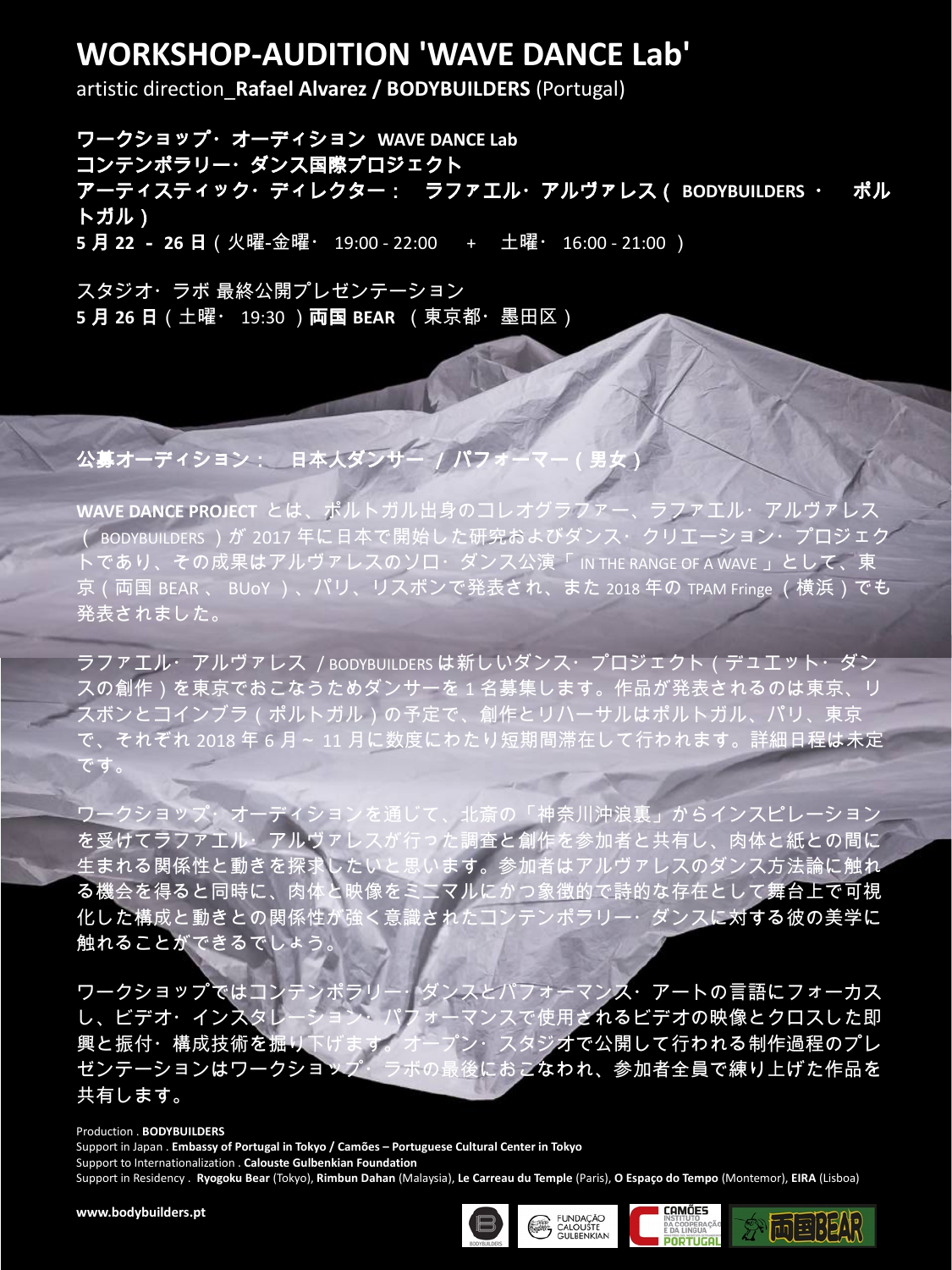# WORKSHOP-AUDITION 'WAVE DANCE Lab'

artistic direction_**Rafael Alvarez / BODYBUILDERS** (Portugal)

**ワークショップ・オーディション WAVE DANCE Lab**
**コンテンポラリー・ダンス国際プロジェクト**
**アーティスティック・ディレクター： ラファエル・アルヴァレス（BODYBUILDERS・ ポルトガル）**
**5月22 - 26日**（火曜-金曜・ 19:00 - 22:00 + 土曜・ 16:00 - 21:00 ）

スタジオ・ラボ 最終公開プレゼンテーション
**5月26日**（土曜・ 19:30 ）**両国 BEAR** （東京都・墨田区）

**公募オーディション： 日本人ダンサー / パフォーマー（男女）**

**WAVE DANCE PROJECT** とは、ポルトガル出身のコレオグラファー、ラファエル・アルヴァレス（ BODYBUILDERS ）が 2017 年に日本で開始した研究およびダンス・クリエーション・プロジェクトであり、その成果はアルヴァレスのソロ・ダンス公演「 IN THE RANGE OF A WAVE 」として、東京（両国 BEAR 、 BUoY ）、パリ、リスボンで発表され、また 2018 年の TPAM Fringe （横浜）でも発表されました。

ラファエル・アルヴァレス / BODYBUILDERS は新しいダンス・プロジェクト（デュエット・ダンスの創作）を東京でおこなうためダンサーを 1 名募集します。作品が発表されるのは東京、リスボンとコインブラ（ポルトガル）の予定で、創作とリハーサルはポルトガル、パリ、東京で、それぞれ 2018 年 6 月～ 11 月に数度にわたり短期間滞在して行われます。詳細日程は未定です。

ワークショップ・オーディションを通じて、北斎の「神奈川沖浪裏」からインスピレーションを受けてラファエル・アルヴァレスが行った調査と創作を参加者と共有し、肉体と紙との間に生まれる関係性と動きを探求したいと思います。参加者はアルヴァレスのダンス方法論に触れる機会を得ると同時に、肉体と映像をミニマルにかつ象徴的で詩的な存在として舞台上で可視化した構成と動きとの関係性が強く意識されたコンテンポラリー・ダンスに対する彼の美学に触れることができるでしょう。

ワークショップではコンテンポラリー・ダンスとパフォーマンス・アートの言語にフォーカスし、ビデオ・インスタレーション・パフォーマンスで使用されるビデオの映像とクロスした即興と振付・構成技術を掘り下げます。オープン・スタジオで公開して行われる制作過程のプレゼンテーションはワークショップ・ラボの最後におこなわれ、参加者全員で練り上げた作品を共有します。

Production . **BODYBUILDERS**
Support in Japan . **Embassy of Portugal in Tokyo / Camões – Portuguese Cultural Center in Tokyo**
Support to Internationalization . **Calouste Gulbenkian Foundation**
Support in Residency . **Ryogoku Bear** (Tokyo), **Rimbun Dahan** (Malaysia), **Le Carreau du Temple** (Paris), **O Espaço do Tempo** (Montemor), **EIRA** (Lisboa)

**www.bodybuilders.pt**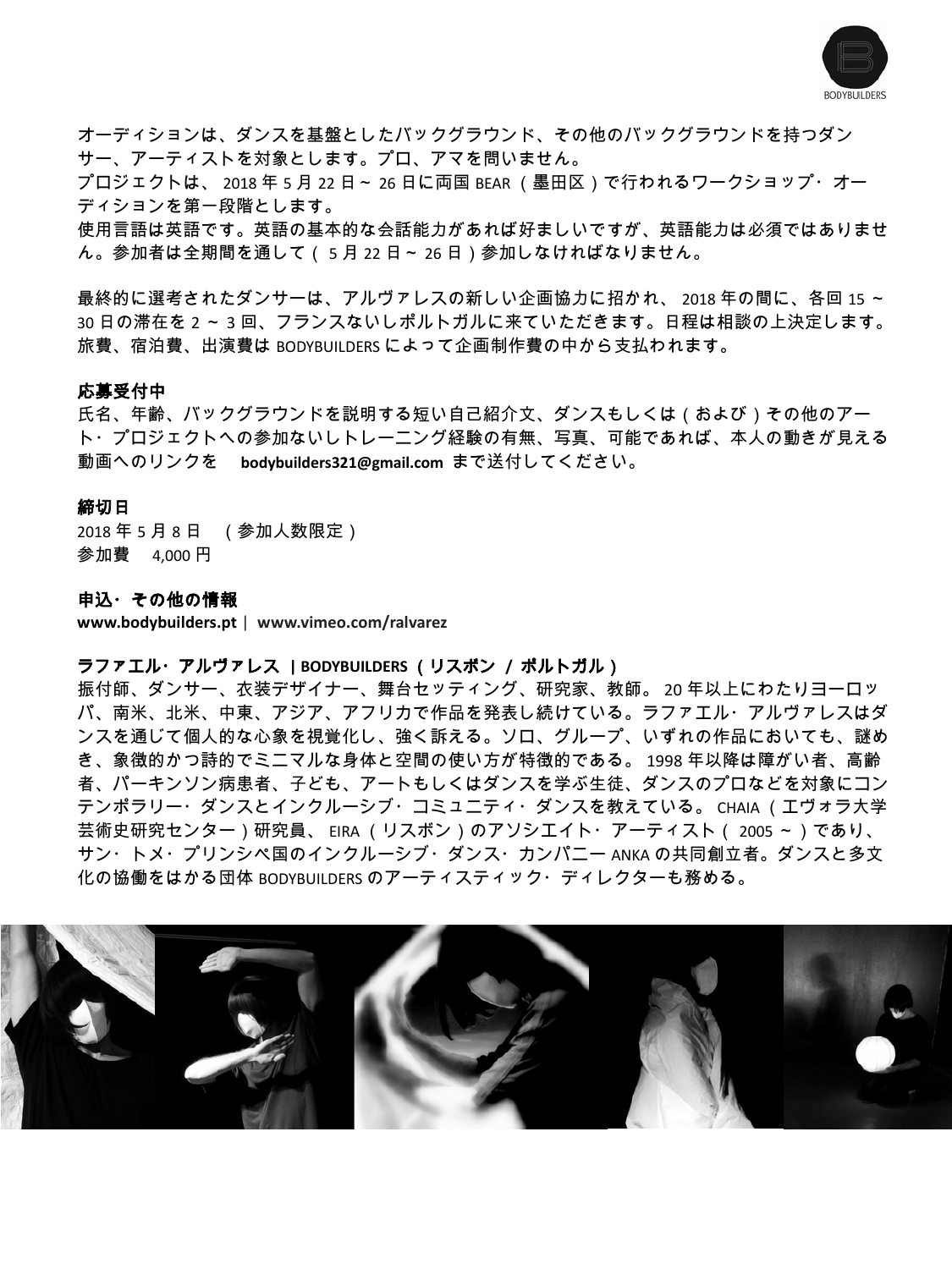オーディションは、ダンスを基盤としたバックグラウンド、その他のバックグラウンドを持つダンサー、アーティストを対象とします。プロ、アマを問いません。
プロジェクトは、2018年5月22日～26日に両国BEAR（墨田区）で行われるワークショップ・オーディションを第一段階とします。
使用言語は英語です。英語の基本的な会話能力があれば好ましいですが、英語能力は必須ではありません。参加者は全期間を通して（5月22日～26日）参加しなければなりません。

最終的に選考されたダンサーは、アルヴァレスの新しい企画協力に招かれ、2018年の間に、各回15～30日の滞在を2～3回、フランスないしポルトガルに来ていただきます。日程は相談の上決定します。旅費、宿泊費、出演費はBODYBUILDERSによって企画制作費の中から支払われます。

**応募受付中**
氏名、年齢、バックグラウンドを説明する短い自己紹介文、ダンスもしくは（および）その他のアート・プロジェクトへの参加ないしトレーニング経験の有無、写真、可能であれば、本人の動きが見える動画へのリンクを **bodybuilders321@gmail.com** まで送付してください。

**締切日**
2018年5月8日 （参加人数限定）
参加費 4,000円

**申込・その他の情報**
**www.bodybuilders.pt** | **www.vimeo.com/ralvarez**

**ラファエル・アルヴァレス | BODYBUILDERS（リスボン / ポルトガル）**
振付師、ダンサー、衣装デザイナー、舞台セッティング、研究家、教師。20年以上にわたりヨーロッパ、南米、北米、中東、アジア、アフリカで作品を発表し続けている。ラファエル・アルヴァレスはダンスを通じて個人的な心象を視覚化し、強く訴える。ソロ、グループ、いずれの作品においても、謎めき、象徴的かつ詩的でミニマルな身体と空間の使い方が特徴的である。1998年以降は障がい者、高齢者、パーキンソン病患者、子ども、アートもしくはダンスを学ぶ生徒、ダンスのプロなどを対象にコンテンポラリー・ダンスとインクルーシブ・コミュニティ・ダンスを教えている。CHAIA（エヴォラ大学芸術史研究センター）研究員、EIRA（リスボン）のアソシエイト・アーティスト（2005～）であり、サン・トメ・プリンシペ国のインクルーシブ・ダンス・カンパニーANKAの共同創立者。ダンスと多文化の協働をはかる団体BODYBUILDERSのアーティスティック・ディレクターも務める。